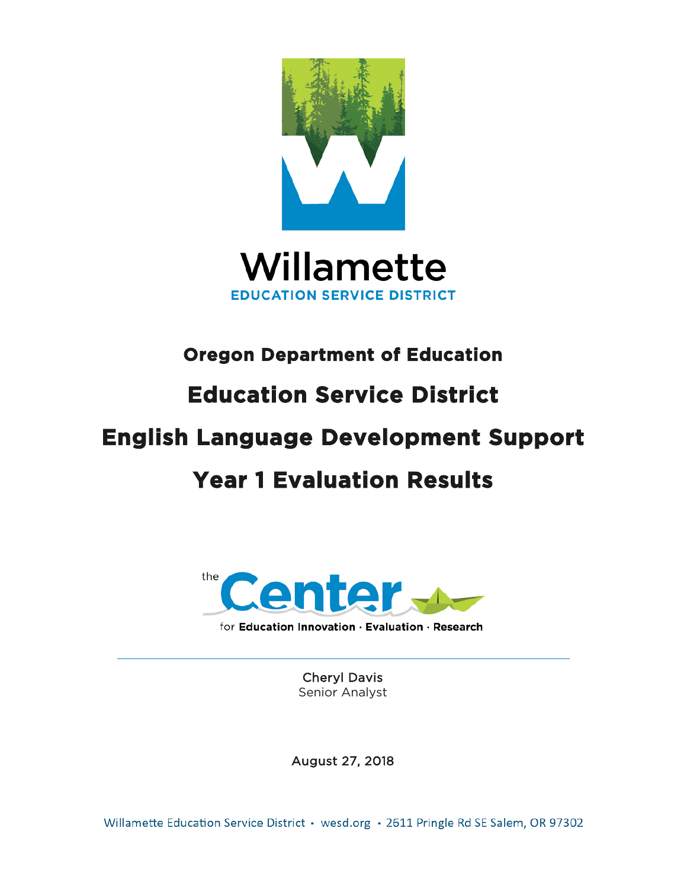Willamette

EDUCATION SERVICE DISTRICT

# Oregon Department of Education

# Education Service District

# English Language Development Support

# Year 1 Evaluation Results

the Center for Education Innovation · Evaluation · Research

---

Cheryl Davis
Senior Analyst

August 27, 2018

Willamette Education Service District • wesd.org • 2611 Pringle Rd SE Salem, OR 97302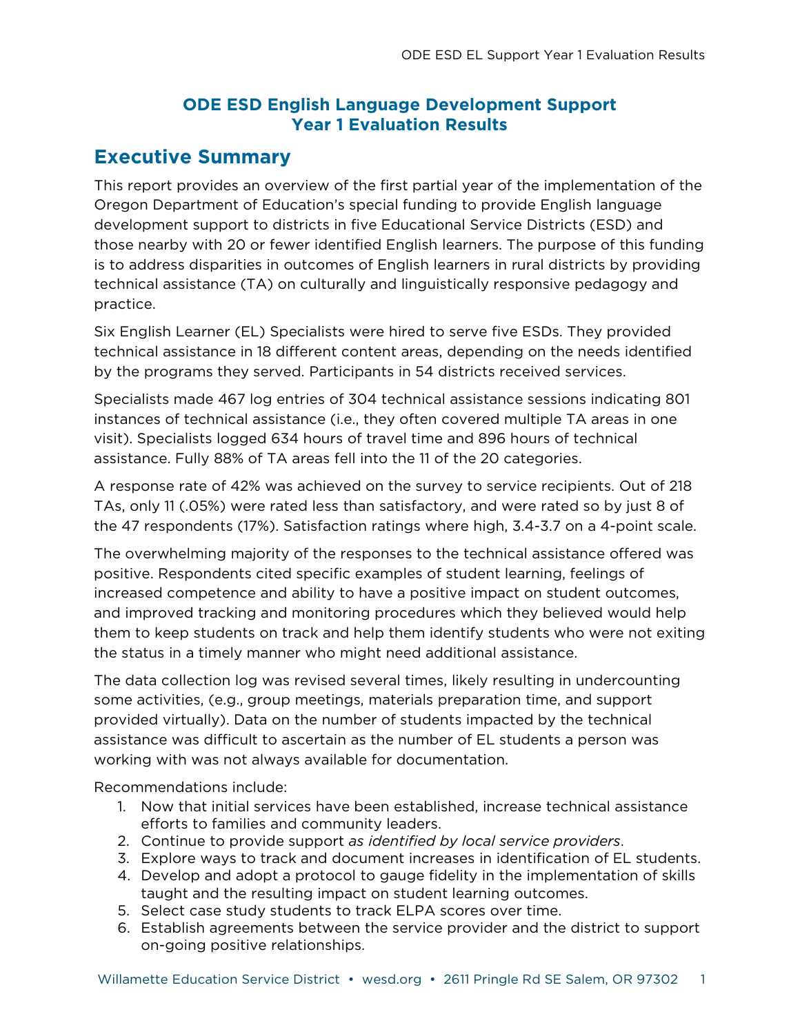# ODE ESD English Language Development Support
# Year 1 Evaluation Results

## Executive Summary

This report provides an overview of the first partial year of the implementation of the Oregon Department of Education's special funding to provide English language development support to districts in five Educational Service Districts (ESD) and those nearby with 20 or fewer identified English learners. The purpose of this funding is to address disparities in outcomes of English learners in rural districts by providing technical assistance (TA) on culturally and linguistically responsive pedagogy and practice.

Six English Learner (EL) Specialists were hired to serve five ESDs. They provided technical assistance in 18 different content areas, depending on the needs identified by the programs they served. Participants in 54 districts received services.

Specialists made 467 log entries of 304 technical assistance sessions indicating 801 instances of technical assistance (i.e., they often covered multiple TA areas in one visit). Specialists logged 634 hours of travel time and 896 hours of technical assistance. Fully 88% of TA areas fell into the 11 of the 20 categories.

A response rate of 42% was achieved on the survey to service recipients. Out of 218 TAs, only 11 (.05%) were rated less than satisfactory, and were rated so by just 8 of the 47 respondents (17%). Satisfaction ratings where high, 3.4-3.7 on a 4-point scale.

The overwhelming majority of the responses to the technical assistance offered was positive. Respondents cited specific examples of student learning, feelings of increased competence and ability to have a positive impact on student outcomes, and improved tracking and monitoring procedures which they believed would help them to keep students on track and help them identify students who were not exiting the status in a timely manner who might need additional assistance.

The data collection log was revised several times, likely resulting in undercounting some activities, (e.g., group meetings, materials preparation time, and support provided virtually). Data on the number of students impacted by the technical assistance was difficult to ascertain as the number of EL students a person was working with was not always available for documentation.

Recommendations include:

1. Now that initial services have been established, increase technical assistance efforts to families and community leaders.
2. Continue to provide support *as identified by local service providers*.
3. Explore ways to track and document increases in identification of EL students.
4. Develop and adopt a protocol to gauge fidelity in the implementation of skills taught and the resulting impact on student learning outcomes.
5. Select case study students to track ELPA scores over time.
6. Establish agreements between the service provider and the district to support on-going positive relationships.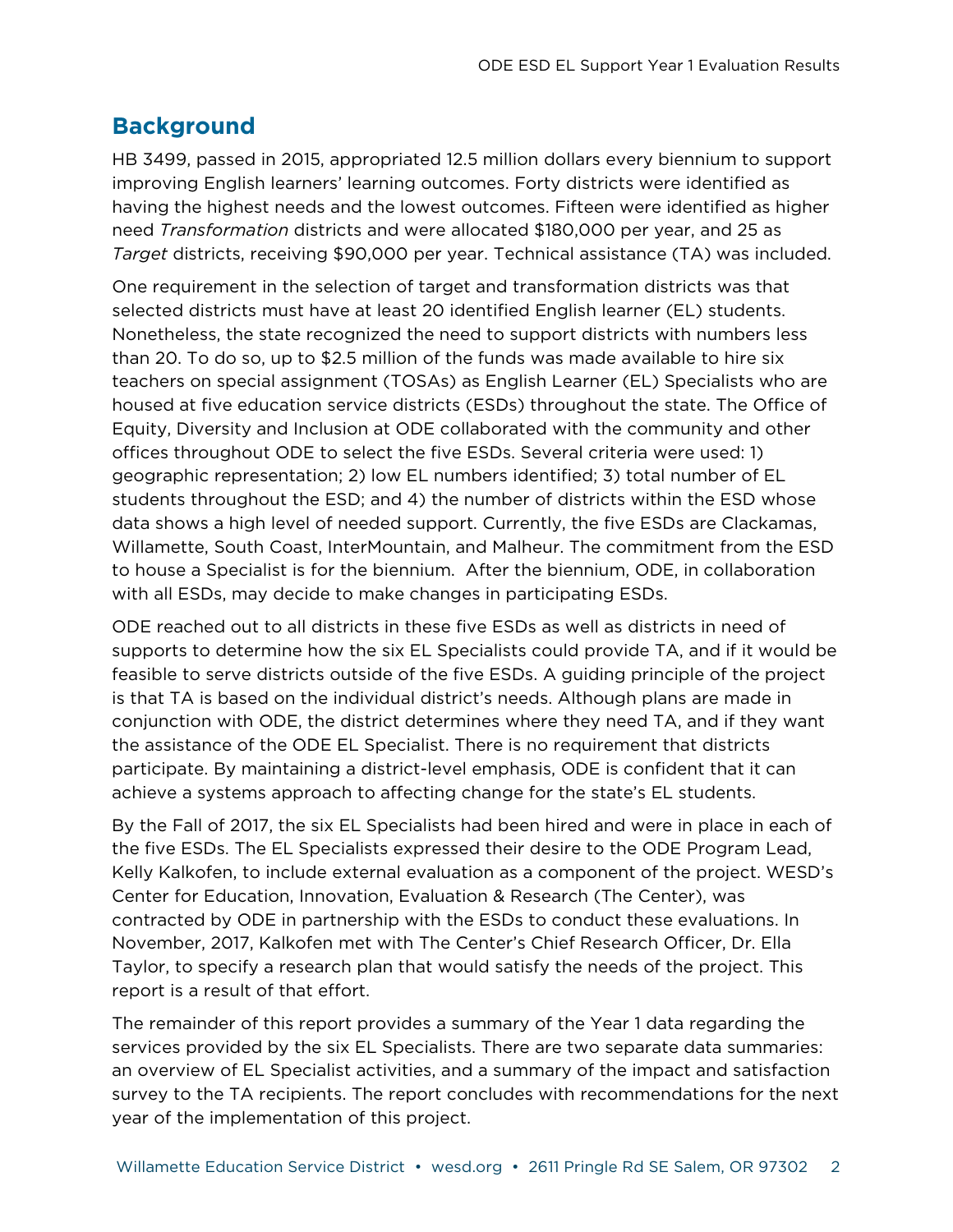## Background

HB 3499, passed in 2015, appropriated 12.5 million dollars every biennium to support improving English learners' learning outcomes. Forty districts were identified as having the highest needs and the lowest outcomes. Fifteen were identified as higher need *Transformation* districts and were allocated $180,000 per year, and 25 as *Target* districts, receiving $90,000 per year. Technical assistance (TA) was included.

One requirement in the selection of target and transformation districts was that selected districts must have at least 20 identified English learner (EL) students. Nonetheless, the state recognized the need to support districts with numbers less than 20. To do so, up to $2.5 million of the funds was made available to hire six teachers on special assignment (TOSAs) as English Learner (EL) Specialists who are housed at five education service districts (ESDs) throughout the state. The Office of Equity, Diversity and Inclusion at ODE collaborated with the community and other offices throughout ODE to select the five ESDs. Several criteria were used: 1) geographic representation; 2) low EL numbers identified; 3) total number of EL students throughout the ESD; and 4) the number of districts within the ESD whose data shows a high level of needed support. Currently, the five ESDs are Clackamas, Willamette, South Coast, InterMountain, and Malheur. The commitment from the ESD to house a Specialist is for the biennium. After the biennium, ODE, in collaboration with all ESDs, may decide to make changes in participating ESDs.

ODE reached out to all districts in these five ESDs as well as districts in need of supports to determine how the six EL Specialists could provide TA, and if it would be feasible to serve districts outside of the five ESDs. A guiding principle of the project is that TA is based on the individual district's needs. Although plans are made in conjunction with ODE, the district determines where they need TA, and if they want the assistance of the ODE EL Specialist. There is no requirement that districts participate. By maintaining a district-level emphasis, ODE is confident that it can achieve a systems approach to affecting change for the state's EL students.

By the Fall of 2017, the six EL Specialists had been hired and were in place in each of the five ESDs. The EL Specialists expressed their desire to the ODE Program Lead, Kelly Kalkofen, to include external evaluation as a component of the project. WESD's Center for Education, Innovation, Evaluation & Research (The Center), was contracted by ODE in partnership with the ESDs to conduct these evaluations. In November, 2017, Kalkofen met with The Center's Chief Research Officer, Dr. Ella Taylor, to specify a research plan that would satisfy the needs of the project. This report is a result of that effort.

The remainder of this report provides a summary of the Year 1 data regarding the services provided by the six EL Specialists. There are two separate data summaries: an overview of EL Specialist activities, and a summary of the impact and satisfaction survey to the TA recipients. The report concludes with recommendations for the next year of the implementation of this project.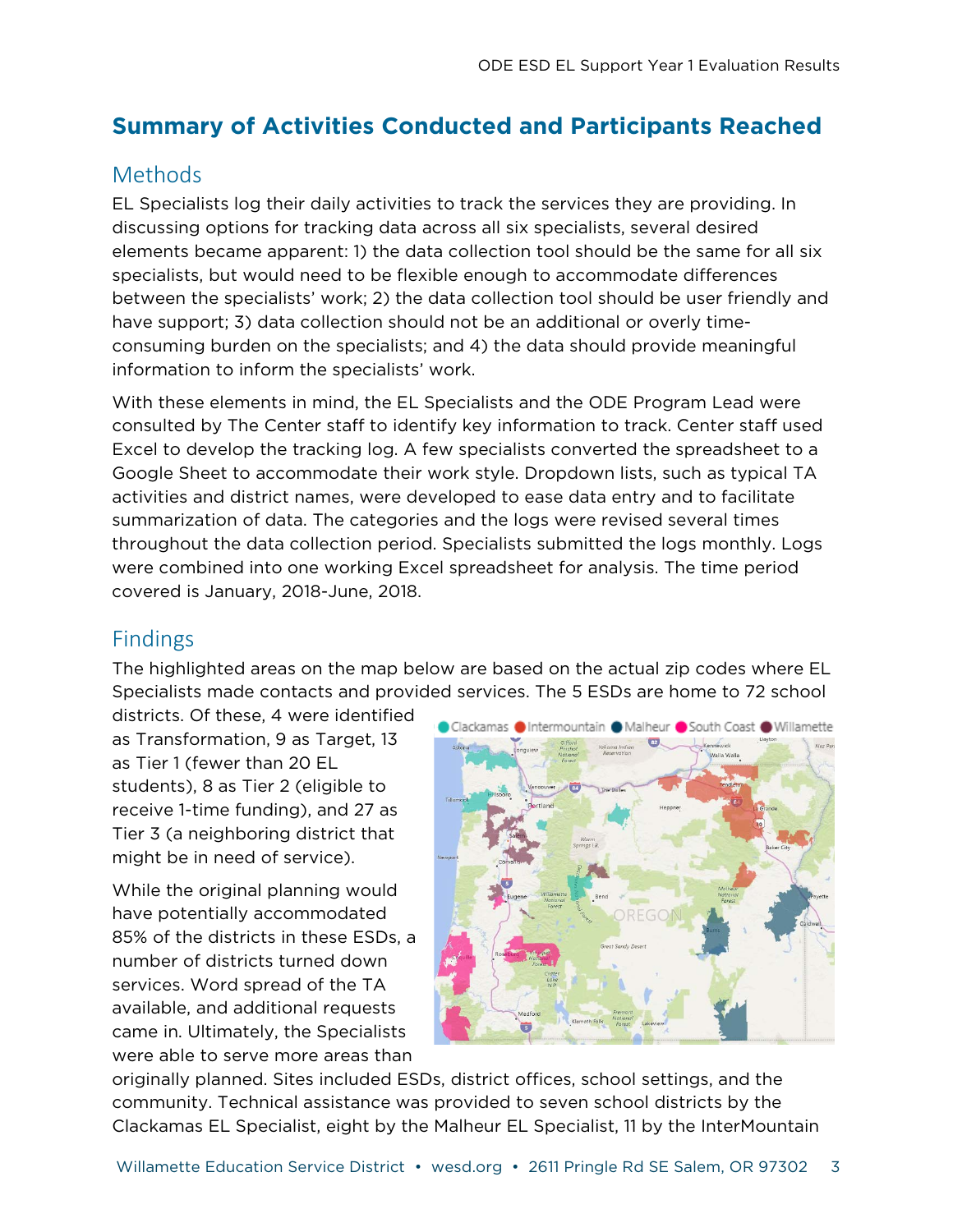## Summary of Activities Conducted and Participants Reached

### Methods

EL Specialists log their daily activities to track the services they are providing. In discussing options for tracking data across all six specialists, several desired elements became apparent: 1) the data collection tool should be the same for all six specialists, but would need to be flexible enough to accommodate differences between the specialists' work; 2) the data collection tool should be user friendly and have support; 3) data collection should not be an additional or overly time-consuming burden on the specialists; and 4) the data should provide meaningful information to inform the specialists' work.

With these elements in mind, the EL Specialists and the ODE Program Lead were consulted by The Center staff to identify key information to track. Center staff used Excel to develop the tracking log. A few specialists converted the spreadsheet to a Google Sheet to accommodate their work style. Dropdown lists, such as typical TA activities and district names, were developed to ease data entry and to facilitate summarization of data. The categories and the logs were revised several times throughout the data collection period. Specialists submitted the logs monthly. Logs were combined into one working Excel spreadsheet for analysis. The time period covered is January, 2018-June, 2018.

### Findings

The highlighted areas on the map below are based on the actual zip codes where EL Specialists made contacts and provided services. The 5 ESDs are home to 72 school districts. Of these, 4 were identified as Transformation, 9 as Target, 13 as Tier 1 (fewer than 20 EL students), 8 as Tier 2 (eligible to receive 1-time funding), and 27 as Tier 3 (a neighboring district that might be in need of service).

While the original planning would have potentially accommodated 85% of the districts in these ESDs, a number of districts turned down services. Word spread of the TA available, and additional requests came in. Ultimately, the Specialists were able to serve more areas than originally planned. Sites included ESDs, district offices, school settings, and the community. Technical assistance was provided to seven school districts by the Clackamas EL Specialist, eight by the Malheur EL Specialist, 11 by the InterMountain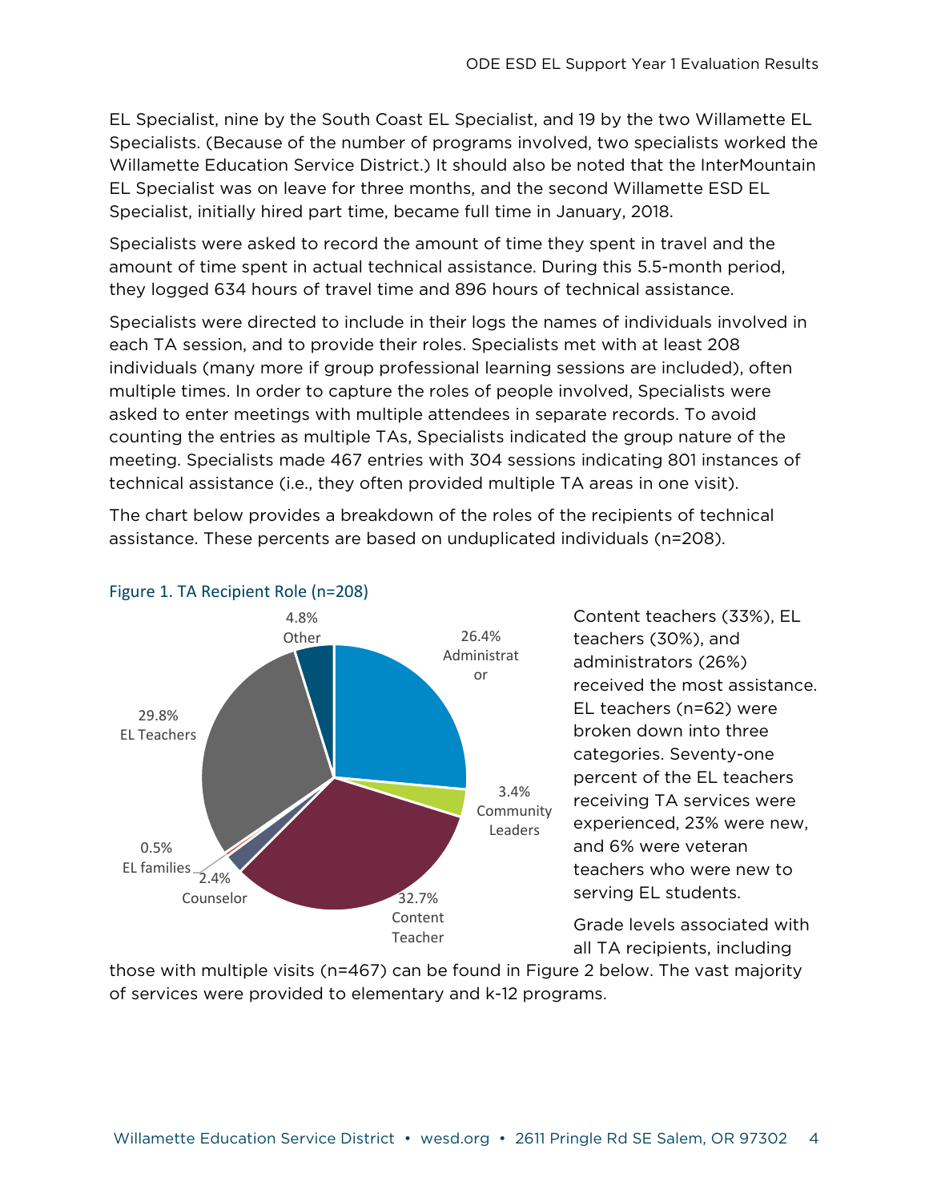EL Specialist, nine by the South Coast EL Specialist, and 19 by the two Willamette EL Specialists. (Because of the number of programs involved, two specialists worked the Willamette Education Service District.) It should also be noted that the InterMountain EL Specialist was on leave for three months, and the second Willamette ESD EL Specialist, initially hired part time, became full time in January, 2018.

Specialists were asked to record the amount of time they spent in travel and the amount of time spent in actual technical assistance. During this 5.5-month period, they logged 634 hours of travel time and 896 hours of technical assistance.

Specialists were directed to include in their logs the names of individuals involved in each TA session, and to provide their roles. Specialists met with at least 208 individuals (many more if group professional learning sessions are included), often multiple times. In order to capture the roles of people involved, Specialists were asked to enter meetings with multiple attendees in separate records. To avoid counting the entries as multiple TAs, Specialists indicated the group nature of the meeting. Specialists made 467 entries with 304 sessions indicating 801 instances of technical assistance (i.e., they often provided multiple TA areas in one visit).

The chart below provides a breakdown of the roles of the recipients of technical assistance. These percents are based on unduplicated individuals (n=208).

Figure 1. TA Recipient Role (n=208)

| Role | Percent |
| --- | --- |
| Administrator | 26.4% |
| Community Leaders | 3.4% |
| Content Teacher | 32.7% |
| Counselor | 2.4% |
| EL families | 0.5% |
| EL Teachers | 29.8% |
| Other | 4.8% |

Content teachers (33%), EL teachers (30%), and administrators (26%) received the most assistance. EL teachers (n=62) were broken down into three categories. Seventy-one percent of the EL teachers receiving TA services were experienced, 23% were new, and 6% were veteran teachers who were new to serving EL students.

Grade levels associated with all TA recipients, including those with multiple visits (n=467) can be found in Figure 2 below. The vast majority of services were provided to elementary and k-12 programs.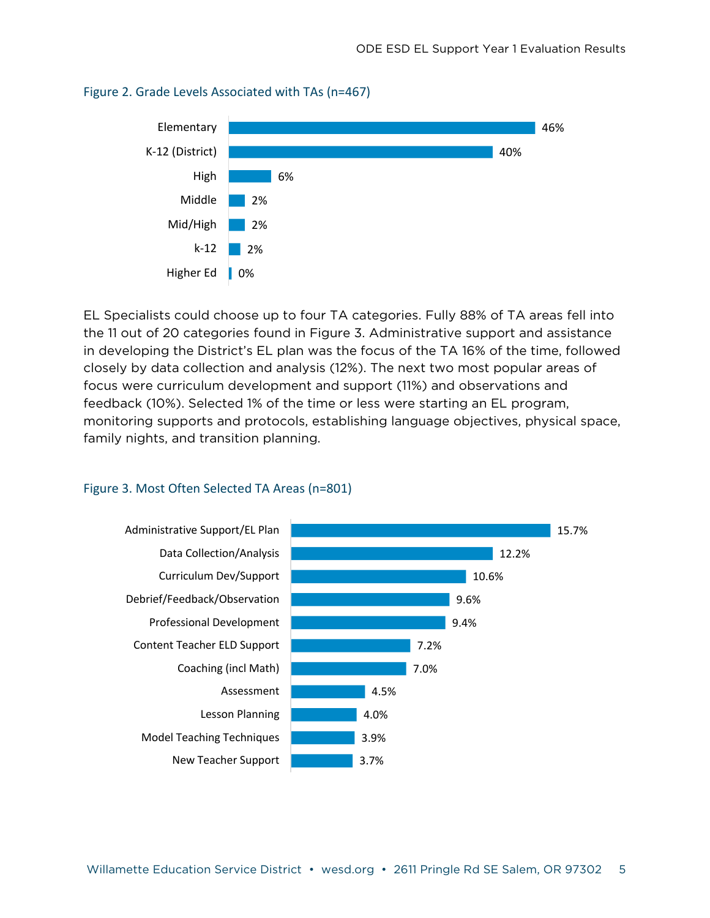Figure 2. Grade Levels Associated with TAs (n=467)

| Grade Level | Percent |
| --- | --- |
| Elementary | 46% |
| K-12 (District) | 40% |
| High | 6% |
| Middle | 2% |
| Mid/High | 2% |
| k-12 | 2% |
| Higher Ed | 0% |

EL Specialists could choose up to four TA categories. Fully 88% of TA areas fell into the 11 out of 20 categories found in Figure 3. Administrative support and assistance in developing the District's EL plan was the focus of the TA 16% of the time, followed closely by data collection and analysis (12%). The next two most popular areas of focus were curriculum development and support (11%) and observations and feedback (10%). Selected 1% of the time or less were starting an EL program, monitoring supports and protocols, establishing language objectives, physical space, family nights, and transition planning.

Figure 3. Most Often Selected TA Areas (n=801)

| TA Area | Percent |
| --- | --- |
| Administrative Support/EL Plan | 15.7% |
| Data Collection/Analysis | 12.2% |
| Curriculum Dev/Support | 10.6% |
| Debrief/Feedback/Observation | 9.6% |
| Professional Development | 9.4% |
| Content Teacher ELD Support | 7.2% |
| Coaching (incl Math) | 7.0% |
| Assessment | 4.5% |
| Lesson Planning | 4.0% |
| Model Teaching Techniques | 3.9% |
| New Teacher Support | 3.7% |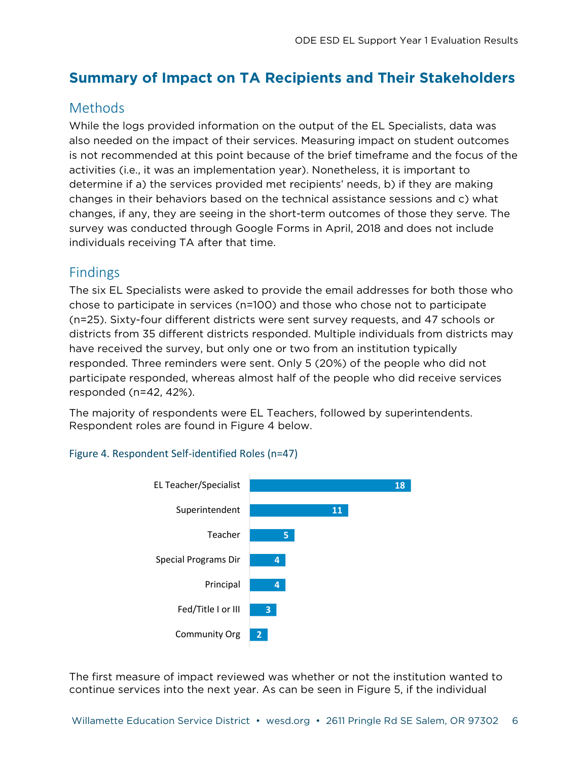## Summary of Impact on TA Recipients and Their Stakeholders

### Methods

While the logs provided information on the output of the EL Specialists, data was also needed on the impact of their services. Measuring impact on student outcomes is not recommended at this point because of the brief timeframe and the focus of the activities (i.e., it was an implementation year). Nonetheless, it is important to determine if a) the services provided met recipients' needs, b) if they are making changes in their behaviors based on the technical assistance sessions and c) what changes, if any, they are seeing in the short-term outcomes of those they serve. The survey was conducted through Google Forms in April, 2018 and does not include individuals receiving TA after that time.

### Findings

The six EL Specialists were asked to provide the email addresses for both those who chose to participate in services (n=100) and those who chose not to participate (n=25). Sixty-four different districts were sent survey requests, and 47 schools or districts from 35 different districts responded. Multiple individuals from districts may have received the survey, but only one or two from an institution typically responded. Three reminders were sent. Only 5 (20%) of the people who did not participate responded, whereas almost half of the people who did receive services responded (n=42, 42%).

The majority of respondents were EL Teachers, followed by superintendents. Respondent roles are found in Figure 4 below.

Figure 4. Respondent Self-identified Roles (n=47)

| Role | Count |
|---|---|
| EL Teacher/Specialist | 18 |
| Superintendent | 11 |
| Teacher | 5 |
| Special Programs Dir | 4 |
| Principal | 4 |
| Fed/Title I or III | 3 |
| Community Org | 2 |

The first measure of impact reviewed was whether or not the institution wanted to continue services into the next year. As can be seen in Figure 5, if the individual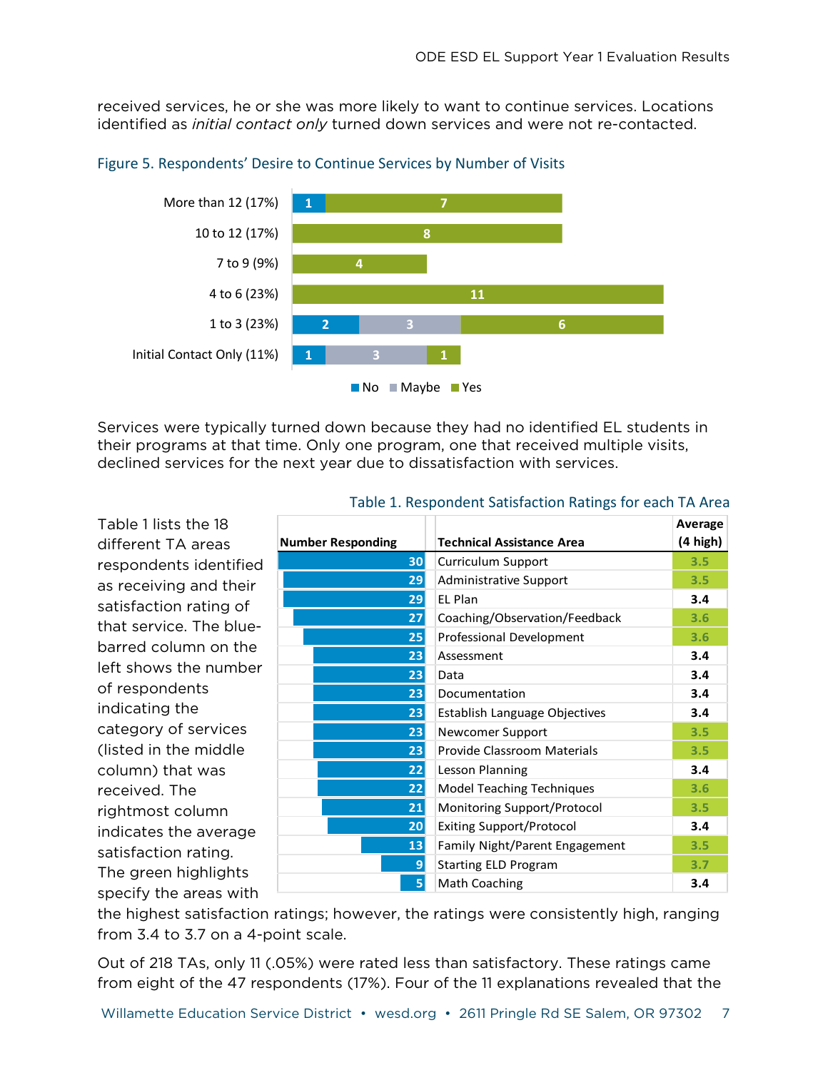received services, he or she was more likely to want to continue services. Locations identified as *initial contact only* turned down services and were not re-contacted.

Figure 5. Respondents' Desire to Continue Services by Number of Visits

| Number of Visits | No | Maybe | Yes |
|---|---|---|---|
| More than 12 (17%) | 1 | | 7 |
| 10 to 12 (17%) | | | 8 |
| 7 to 9 (9%) | | | 4 |
| 4 to 6 (23%) | | | 11 |
| 1 to 3 (23%) | 2 | 3 | 6 |
| Initial Contact Only (11%) | 1 | 3 | 1 |

Services were typically turned down because they had no identified EL students in their programs at that time. Only one program, one that received multiple visits, declined services for the next year due to dissatisfaction with services.

Table 1 lists the 18 different TA areas respondents identified as receiving and their satisfaction rating of that service. The blue-barred column on the left shows the number of respondents indicating the category of services (listed in the middle column) that was received. The rightmost column indicates the average satisfaction rating. The green highlights specify the areas with the highest satisfaction ratings; however, the ratings were consistently high, ranging from 3.4 to 3.7 on a 4-point scale.

Table 1. Respondent Satisfaction Ratings for each TA Area

| Number Responding | Technical Assistance Area | Average (4 high) |
|---|---|---|
| 30 | Curriculum Support | 3.5 |
| 29 | Administrative Support | 3.5 |
| 29 | EL Plan | 3.4 |
| 27 | Coaching/Observation/Feedback | 3.6 |
| 25 | Professional Development | 3.6 |
| 23 | Assessment | 3.4 |
| 23 | Data | 3.4 |
| 23 | Documentation | 3.4 |
| 23 | Establish Language Objectives | 3.4 |
| 23 | Newcomer Support | 3.5 |
| 23 | Provide Classroom Materials | 3.5 |
| 22 | Lesson Planning | 3.4 |
| 22 | Model Teaching Techniques | 3.6 |
| 21 | Monitoring Support/Protocol | 3.5 |
| 20 | Exiting Support/Protocol | 3.4 |
| 13 | Family Night/Parent Engagement | 3.5 |
| 9 | Starting ELD Program | 3.7 |
| 5 | Math Coaching | 3.4 |

Out of 218 TAs, only 11 (.05%) were rated less than satisfactory. These ratings came from eight of the 47 respondents (17%). Four of the 11 explanations revealed that the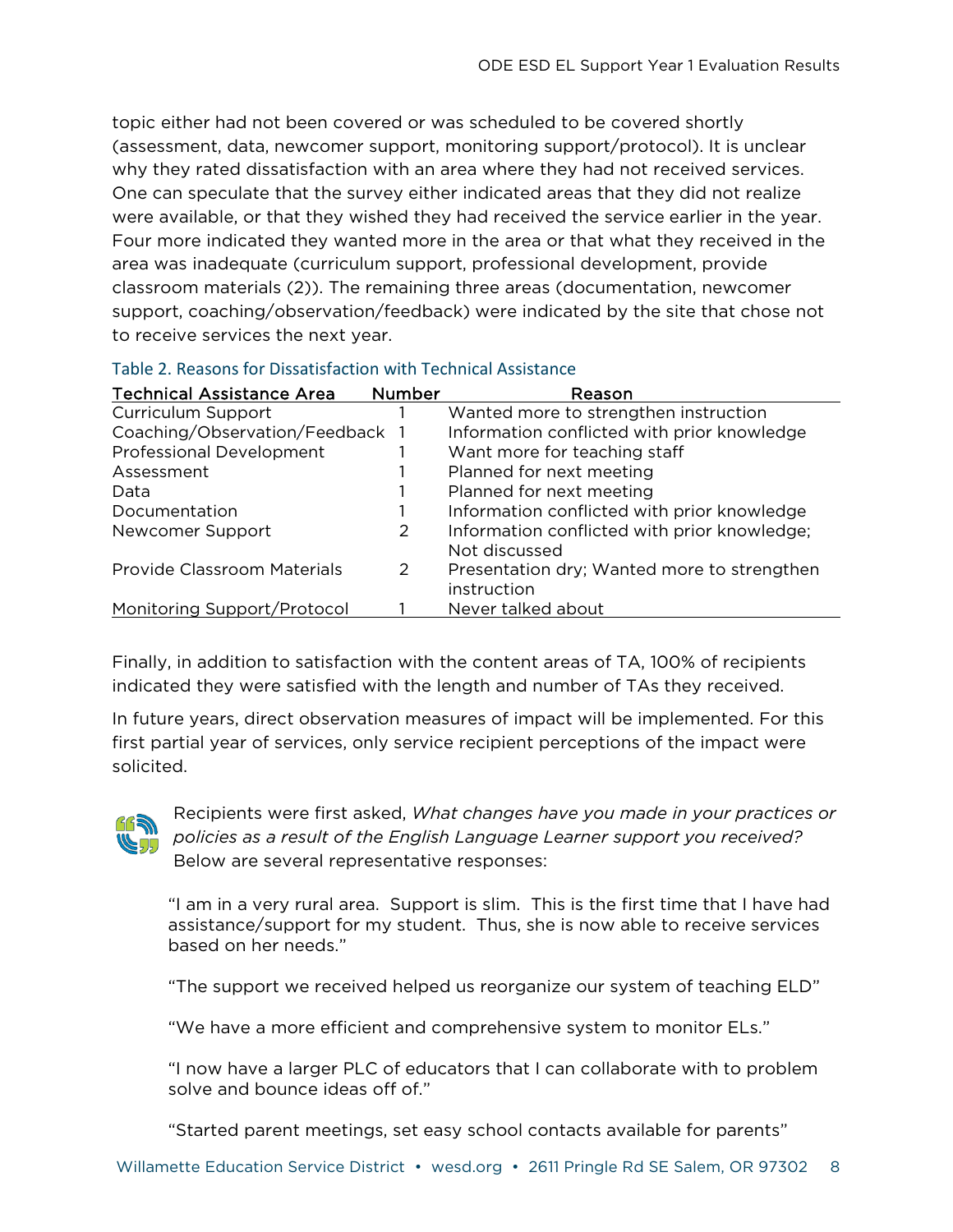topic either had not been covered or was scheduled to be covered shortly (assessment, data, newcomer support, monitoring support/protocol). It is unclear why they rated dissatisfaction with an area where they had not received services. One can speculate that the survey either indicated areas that they did not realize were available, or that they wished they had received the service earlier in the year. Four more indicated they wanted more in the area or that what they received in the area was inadequate (curriculum support, professional development, provide classroom materials (2)). The remaining three areas (documentation, newcomer support, coaching/observation/feedback) were indicated by the site that chose not to receive services the next year.

Table 2. Reasons for Dissatisfaction with Technical Assistance

| Technical Assistance Area | Number | Reason |
|---|---|---|
| Curriculum Support | 1 | Wanted more to strengthen instruction |
| Coaching/Observation/Feedback | 1 | Information conflicted with prior knowledge |
| Professional Development | 1 | Want more for teaching staff |
| Assessment | 1 | Planned for next meeting |
| Data | 1 | Planned for next meeting |
| Documentation | 1 | Information conflicted with prior knowledge |
| Newcomer Support | 2 | Information conflicted with prior knowledge; Not discussed |
| Provide Classroom Materials | 2 | Presentation dry; Wanted more to strengthen instruction |
| Monitoring Support/Protocol | 1 | Never talked about |

Finally, in addition to satisfaction with the content areas of TA, 100% of recipients indicated they were satisfied with the length and number of TAs they received.

In future years, direct observation measures of impact will be implemented. For this first partial year of services, only service recipient perceptions of the impact were solicited.

Recipients were first asked, *What changes have you made in your practices or policies as a result of the English Language Learner support you received?* Below are several representative responses:

> "I am in a very rural area. Support is slim. This is the first time that I have had assistance/support for my student. Thus, she is now able to receive services based on her needs."
>
> "The support we received helped us reorganize our system of teaching ELD"
>
> "We have a more efficient and comprehensive system to monitor ELs."
>
> "I now have a larger PLC of educators that I can collaborate with to problem solve and bounce ideas off of."
>
> "Started parent meetings, set easy school contacts available for parents"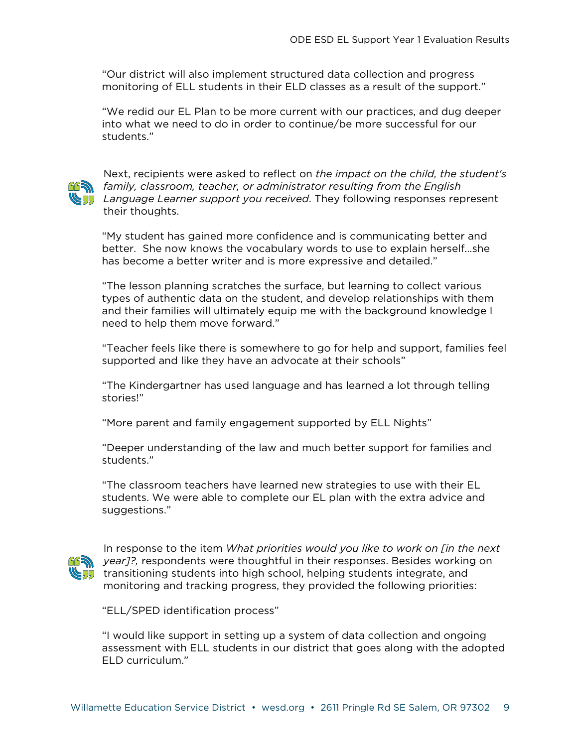"Our district will also implement structured data collection and progress monitoring of ELL students in their ELD classes as a result of the support."

"We redid our EL Plan to be more current with our practices, and dug deeper into what we need to do in order to continue/be more successful for our students."

Next, recipients were asked to reflect on *the impact on the child, the student's family, classroom, teacher, or administrator resulting from the English Language Learner support you received*. They following responses represent their thoughts.

"My student has gained more confidence and is communicating better and better. She now knows the vocabulary words to use to explain herself…she has become a better writer and is more expressive and detailed."

"The lesson planning scratches the surface, but learning to collect various types of authentic data on the student, and develop relationships with them and their families will ultimately equip me with the background knowledge I need to help them move forward."

"Teacher feels like there is somewhere to go for help and support, families feel supported and like they have an advocate at their schools"

"The Kindergartner has used language and has learned a lot through telling stories!"

"More parent and family engagement supported by ELL Nights"

"Deeper understanding of the law and much better support for families and students."

"The classroom teachers have learned new strategies to use with their EL students. We were able to complete our EL plan with the extra advice and suggestions."

In response to the item *What priorities would you like to work on [in the next year]?,* respondents were thoughtful in their responses. Besides working on transitioning students into high school, helping students integrate, and monitoring and tracking progress, they provided the following priorities:

"ELL/SPED identification process"

"I would like support in setting up a system of data collection and ongoing assessment with ELL students in our district that goes along with the adopted ELD curriculum."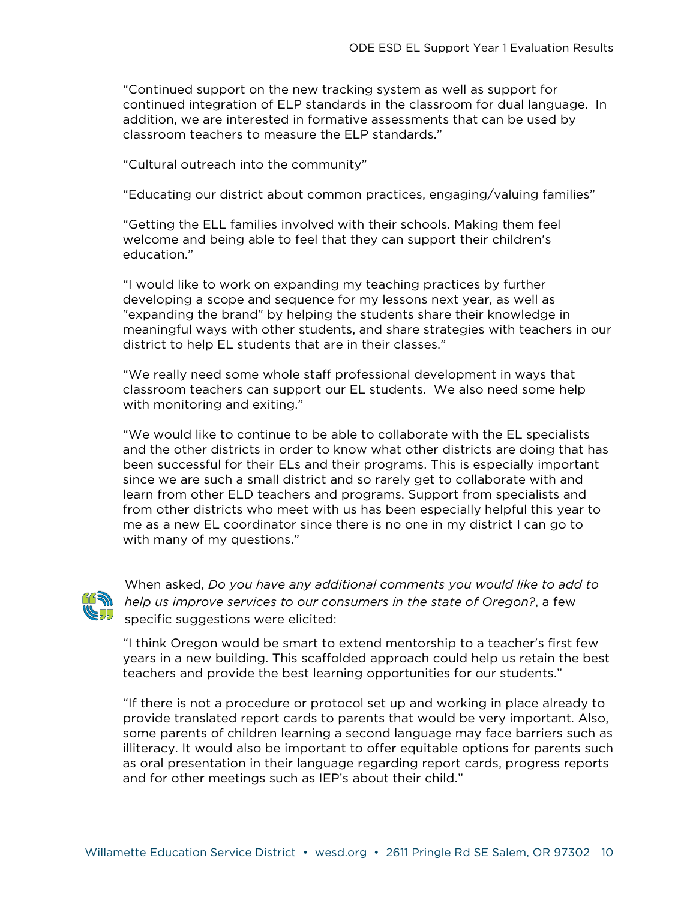"Continued support on the new tracking system as well as support for continued integration of ELP standards in the classroom for dual language. In addition, we are interested in formative assessments that can be used by classroom teachers to measure the ELP standards."

"Cultural outreach into the community"

"Educating our district about common practices, engaging/valuing families"

"Getting the ELL families involved with their schools. Making them feel welcome and being able to feel that they can support their children's education."

"I would like to work on expanding my teaching practices by further developing a scope and sequence for my lessons next year, as well as "expanding the brand" by helping the students share their knowledge in meaningful ways with other students, and share strategies with teachers in our district to help EL students that are in their classes."

"We really need some whole staff professional development in ways that classroom teachers can support our EL students. We also need some help with monitoring and exiting."

"We would like to continue to be able to collaborate with the EL specialists and the other districts in order to know what other districts are doing that has been successful for their ELs and their programs. This is especially important since we are such a small district and so rarely get to collaborate with and learn from other ELD teachers and programs. Support from specialists and from other districts who meet with us has been especially helpful this year to me as a new EL coordinator since there is no one in my district I can go to with many of my questions."

When asked, *Do you have any additional comments you would like to add to help us improve services to our consumers in the state of Oregon?*, a few specific suggestions were elicited:

"I think Oregon would be smart to extend mentorship to a teacher's first few years in a new building. This scaffolded approach could help us retain the best teachers and provide the best learning opportunities for our students."

"If there is not a procedure or protocol set up and working in place already to provide translated report cards to parents that would be very important. Also, some parents of children learning a second language may face barriers such as illiteracy. It would also be important to offer equitable options for parents such as oral presentation in their language regarding report cards, progress reports and for other meetings such as IEP's about their child."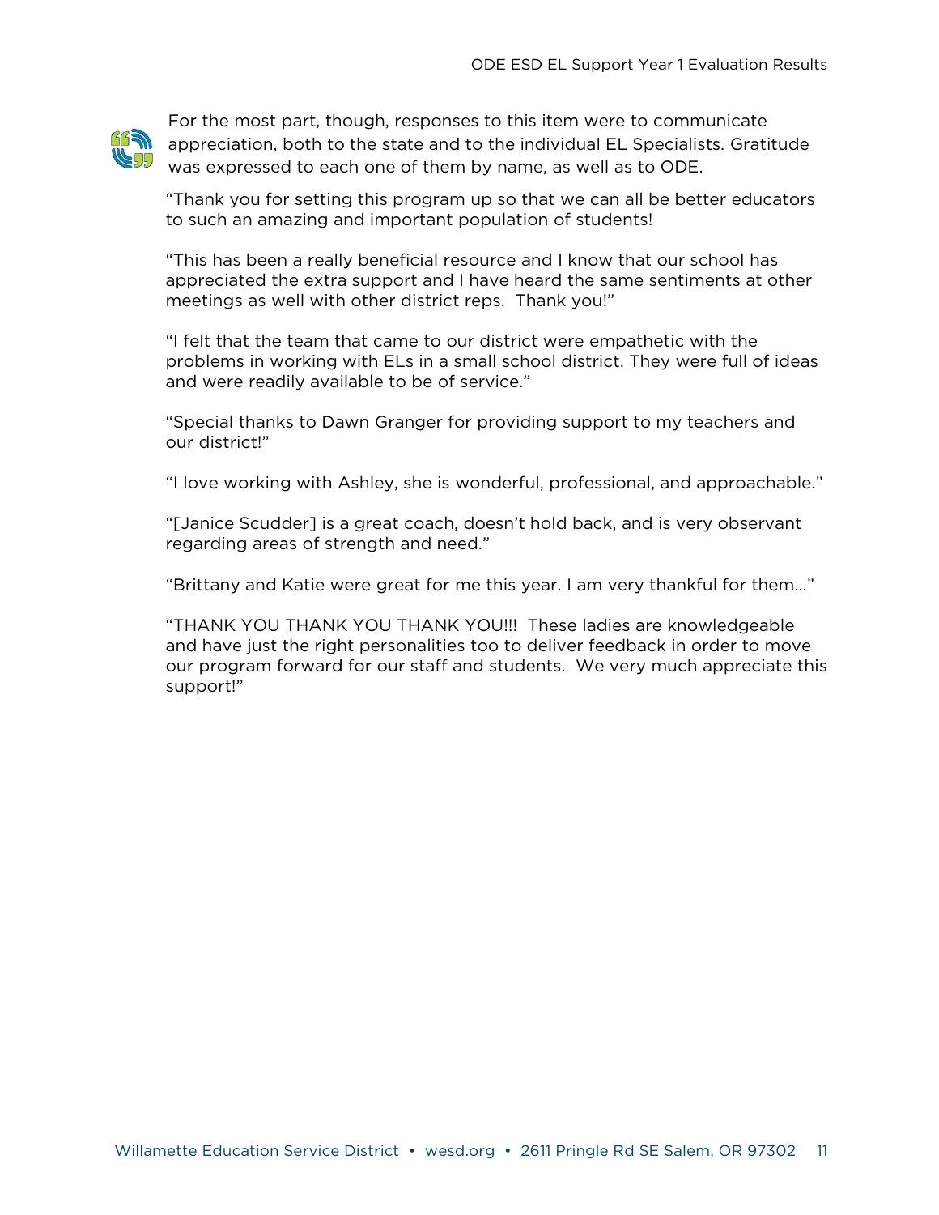For the most part, though, responses to this item were to communicate appreciation, both to the state and to the individual EL Specialists. Gratitude was expressed to each one of them by name, as well as to ODE.

"Thank you for setting this program up so that we can all be better educators to such an amazing and important population of students!

"This has been a really beneficial resource and I know that our school has appreciated the extra support and I have heard the same sentiments at other meetings as well with other district reps.  Thank you!"

"I felt that the team that came to our district were empathetic with the problems in working with ELs in a small school district. They were full of ideas and were readily available to be of service."

"Special thanks to Dawn Granger for providing support to my teachers and our district!"

"I love working with Ashley, she is wonderful, professional, and approachable."

"[Janice Scudder] is a great coach, doesn't hold back, and is very observant regarding areas of strength and need."

"Brittany and Katie were great for me this year. I am very thankful for them…"

"THANK YOU THANK YOU THANK YOU!!!  These ladies are knowledgeable and have just the right personalities too to deliver feedback in order to move our program forward for our staff and students.  We very much appreciate this support!"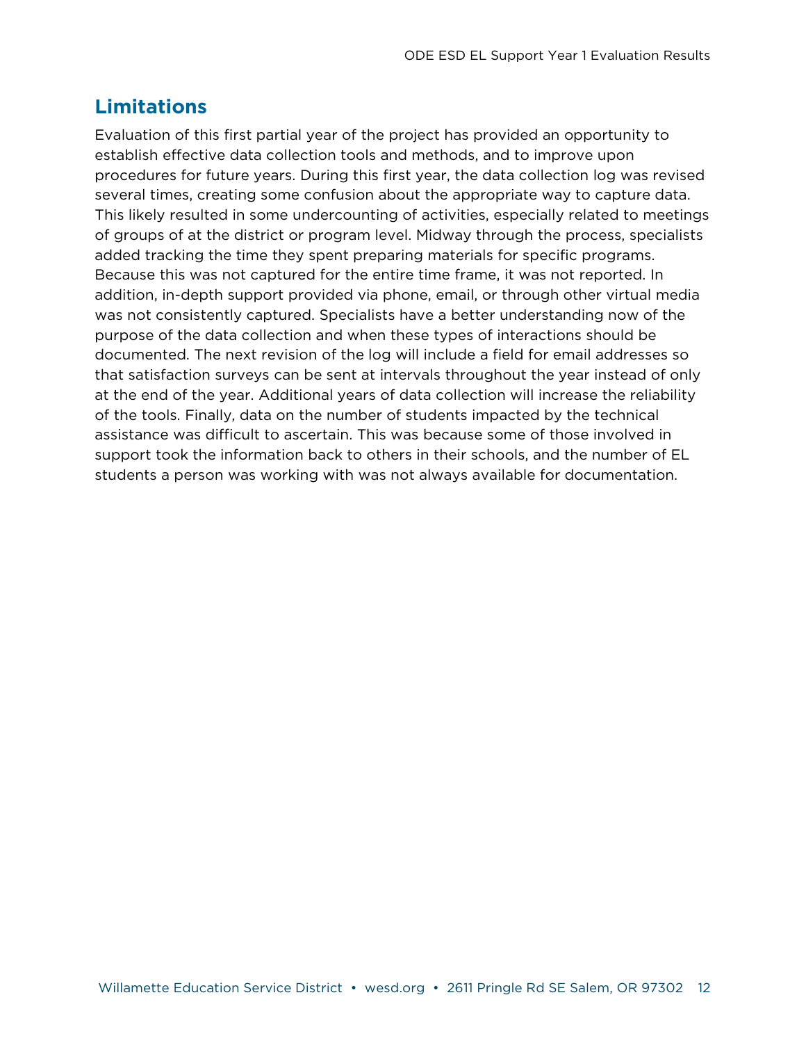## Limitations

Evaluation of this first partial year of the project has provided an opportunity to establish effective data collection tools and methods, and to improve upon procedures for future years. During this first year, the data collection log was revised several times, creating some confusion about the appropriate way to capture data. This likely resulted in some undercounting of activities, especially related to meetings of groups of at the district or program level. Midway through the process, specialists added tracking the time they spent preparing materials for specific programs. Because this was not captured for the entire time frame, it was not reported. In addition, in-depth support provided via phone, email, or through other virtual media was not consistently captured. Specialists have a better understanding now of the purpose of the data collection and when these types of interactions should be documented. The next revision of the log will include a field for email addresses so that satisfaction surveys can be sent at intervals throughout the year instead of only at the end of the year. Additional years of data collection will increase the reliability of the tools. Finally, data on the number of students impacted by the technical assistance was difficult to ascertain. This was because some of those involved in support took the information back to others in their schools, and the number of EL students a person was working with was not always available for documentation.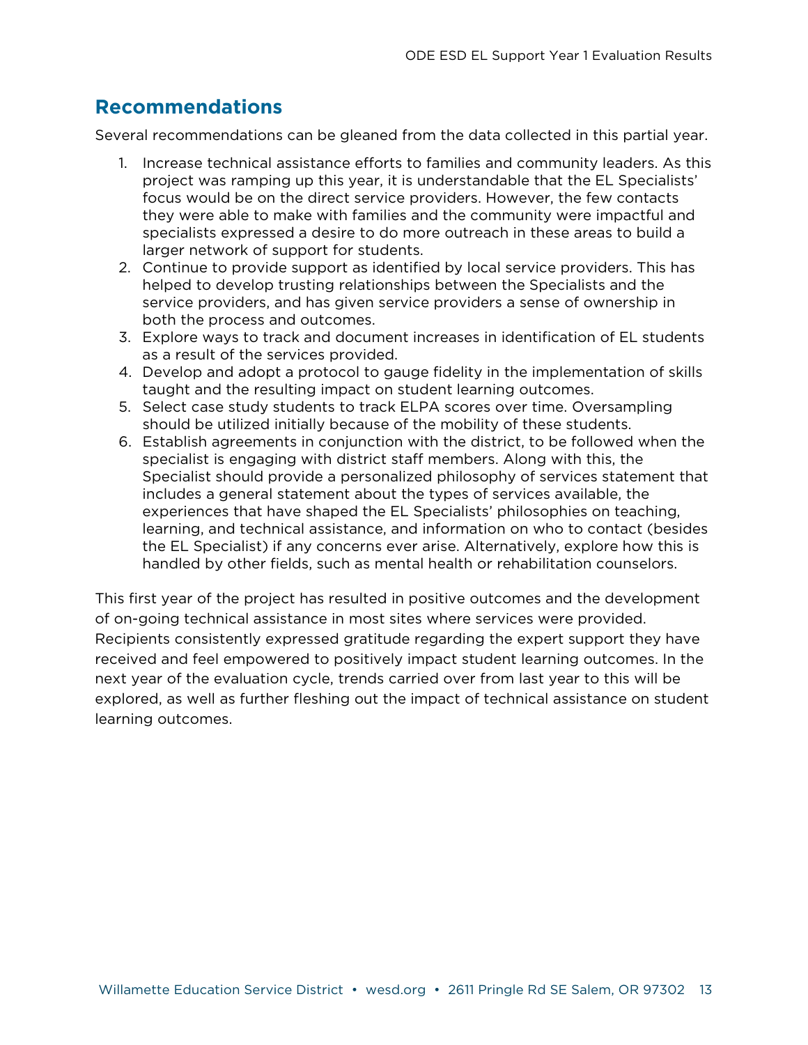## Recommendations

Several recommendations can be gleaned from the data collected in this partial year.

1. Increase technical assistance efforts to families and community leaders. As this project was ramping up this year, it is understandable that the EL Specialists' focus would be on the direct service providers. However, the few contacts they were able to make with families and the community were impactful and specialists expressed a desire to do more outreach in these areas to build a larger network of support for students.
2. Continue to provide support as identified by local service providers. This has helped to develop trusting relationships between the Specialists and the service providers, and has given service providers a sense of ownership in both the process and outcomes.
3. Explore ways to track and document increases in identification of EL students as a result of the services provided.
4. Develop and adopt a protocol to gauge fidelity in the implementation of skills taught and the resulting impact on student learning outcomes.
5. Select case study students to track ELPA scores over time. Oversampling should be utilized initially because of the mobility of these students.
6. Establish agreements in conjunction with the district, to be followed when the specialist is engaging with district staff members. Along with this, the Specialist should provide a personalized philosophy of services statement that includes a general statement about the types of services available, the experiences that have shaped the EL Specialists' philosophies on teaching, learning, and technical assistance, and information on who to contact (besides the EL Specialist) if any concerns ever arise. Alternatively, explore how this is handled by other fields, such as mental health or rehabilitation counselors.

This first year of the project has resulted in positive outcomes and the development of on-going technical assistance in most sites where services were provided. Recipients consistently expressed gratitude regarding the expert support they have received and feel empowered to positively impact student learning outcomes. In the next year of the evaluation cycle, trends carried over from last year to this will be explored, as well as further fleshing out the impact of technical assistance on student learning outcomes.